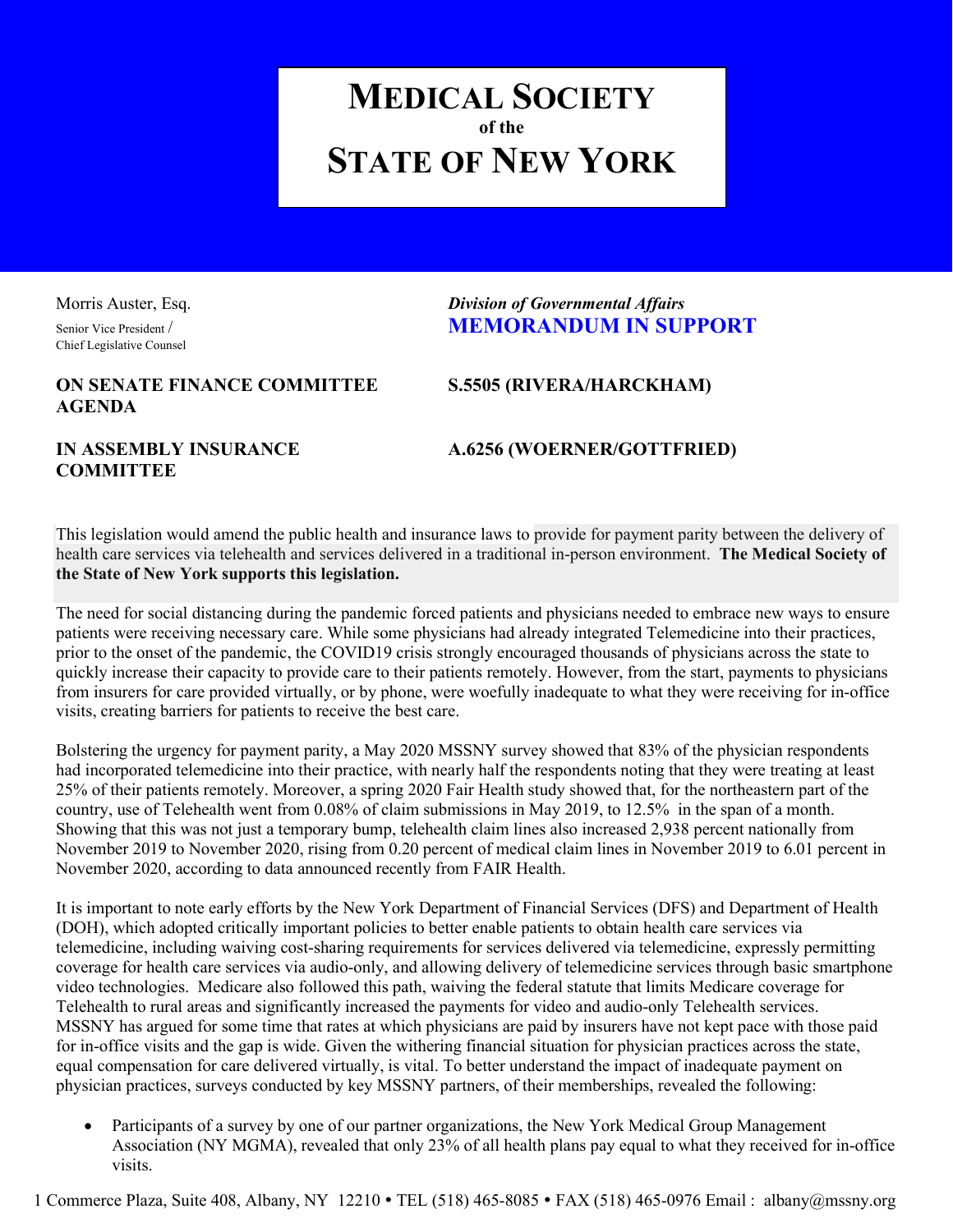# MEDICAL SOCIETY of the STATE OF NEW YORK

Morris Auster, Esq.
Senior Vice President / Chief Legislative Counsel

*Division of Governmental Affairs*
**MEMORANDUM IN SUPPORT**

**ON SENATE FINANCE COMMITTEE AGENDA** — **S.5505 (RIVERA/HARCKHAM)**

**IN ASSEMBLY INSURANCE COMMITTEE** — **A.6256 (WOERNER/GOTTFRIED)**

This legislation would amend the public health and insurance laws to provide for payment parity between the delivery of health care services via telehealth and services delivered in a traditional in-person environment. **The Medical Society of the State of New York supports this legislation.**

The need for social distancing during the pandemic forced patients and physicians needed to embrace new ways to ensure patients were receiving necessary care. While some physicians had already integrated Telemedicine into their practices, prior to the onset of the pandemic, the COVID19 crisis strongly encouraged thousands of physicians across the state to quickly increase their capacity to provide care to their patients remotely. However, from the start, payments to physicians from insurers for care provided virtually, or by phone, were woefully inadequate to what they were receiving for in-office visits, creating barriers for patients to receive the best care.

Bolstering the urgency for payment parity, a May 2020 MSSNY survey showed that 83% of the physician respondents had incorporated telemedicine into their practice, with nearly half the respondents noting that they were treating at least 25% of their patients remotely. Moreover, a spring 2020 Fair Health study showed that, for the northeastern part of the country, use of Telehealth went from 0.08% of claim submissions in May 2019, to 12.5% in the span of a month. Showing that this was not just a temporary bump, telehealth claim lines also increased 2,938 percent nationally from November 2019 to November 2020, rising from 0.20 percent of medical claim lines in November 2019 to 6.01 percent in November 2020, according to data announced recently from FAIR Health.

It is important to note early efforts by the New York Department of Financial Services (DFS) and Department of Health (DOH), which adopted critically important policies to better enable patients to obtain health care services via telemedicine, including waiving cost-sharing requirements for services delivered via telemedicine, expressly permitting coverage for health care services via audio-only, and allowing delivery of telemedicine services through basic smartphone video technologies. Medicare also followed this path, waiving the federal statute that limits Medicare coverage for Telehealth to rural areas and significantly increased the payments for video and audio-only Telehealth services. MSSNY has argued for some time that rates at which physicians are paid by insurers have not kept pace with those paid for in-office visits and the gap is wide. Given the withering financial situation for physician practices across the state, equal compensation for care delivered virtually, is vital. To better understand the impact of inadequate payment on physician practices, surveys conducted by key MSSNY partners, of their memberships, revealed the following:

- Participants of a survey by one of our partner organizations, the New York Medical Group Management Association (NY MGMA), revealed that only 23% of all health plans pay equal to what they received for in-office visits.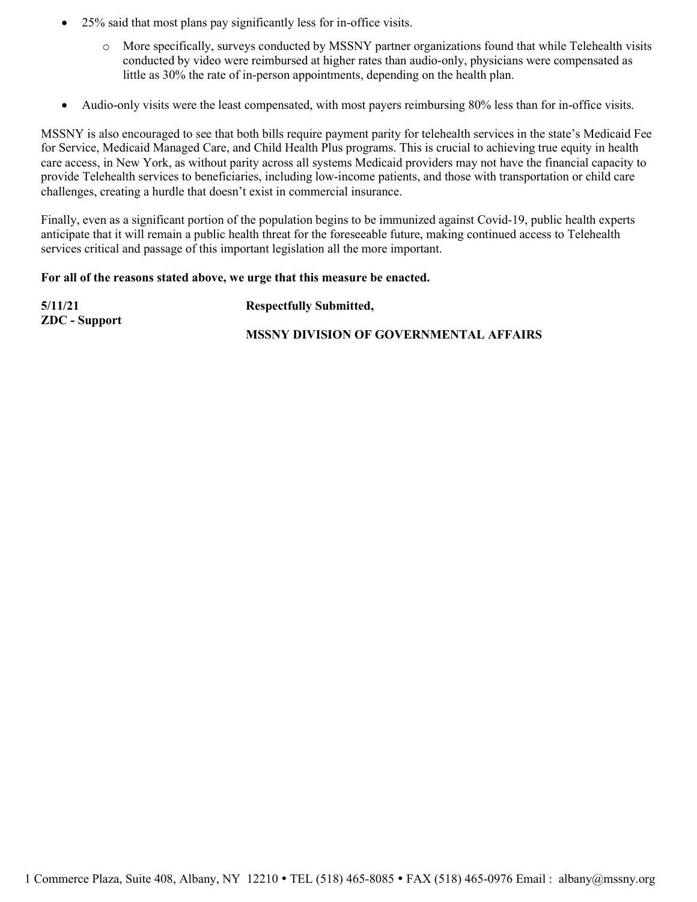- 25% said that most plans pay significantly less for in-office visits.
  - More specifically, surveys conducted by MSSNY partner organizations found that while Telehealth visits conducted by video were reimbursed at higher rates than audio-only, physicians were compensated as little as 30% the rate of in-person appointments, depending on the health plan.
- Audio-only visits were the least compensated, with most payers reimbursing 80% less than for in-office visits.

MSSNY is also encouraged to see that both bills require payment parity for telehealth services in the state's Medicaid Fee for Service, Medicaid Managed Care, and Child Health Plus programs. This is crucial to achieving true equity in health care access, in New York, as without parity across all systems Medicaid providers may not have the financial capacity to provide Telehealth services to beneficiaries, including low-income patients, and those with transportation or child care challenges, creating a hurdle that doesn't exist in commercial insurance.

Finally, even as a significant portion of the population begins to be immunized against Covid-19, public health experts anticipate that it will remain a public health threat for the foreseeable future, making continued access to Telehealth services critical and passage of this important legislation all the more important.

**For all of the reasons stated above, we urge that this measure be enacted.**

**5/11/21**
**ZDC - Support**

**Respectfully Submitted,**

**MSSNY DIVISION OF GOVERNMENTAL AFFAIRS**

1 Commerce Plaza, Suite 408, Albany, NY 12210 • TEL (518) 465-8085 • FAX (518) 465-0976 Email : albany@mssny.org